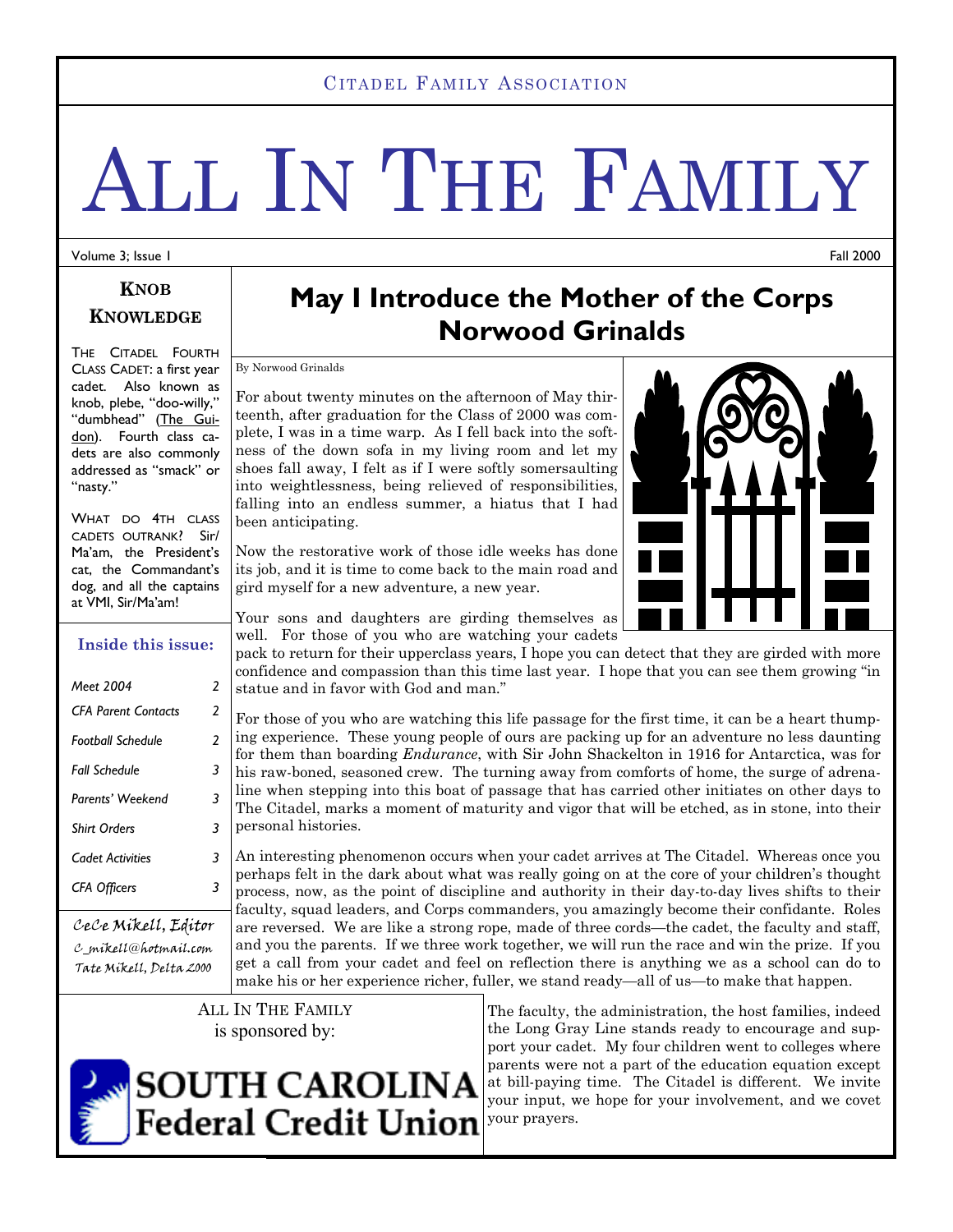CITADEL FAMILY ASSOCIATION

# ALL IN THE FAMILY

Volume 3; Issue 1 — Fall 2000

## KNOB KNOWLEDGE

THE CITADEL FOURTH CLASS CADET: a first year cadet. Also known as knob, plebe, "doo-willy," "dumbhead" (The Guidon). Fourth class cadets are also commonly addressed as "smack" or "nasty."

WHAT DO 4TH CLASS CADETS OUTRANK? Sir/Ma'am, the President's cat, the Commandant's dog, and all the captains at VMI, Sir/Ma'am!

### Inside this issue:

| | |
|---|---|
| *Meet 2004* | 2 |
| *CFA Parent Contacts* | 2 |
| *Football Schedule* | 2 |
| *Fall Schedule* | 3 |
| *Parents' Weekend* | 3 |
| *Shirt Orders* | 3 |
| *Cadet Activities* | 3 |
| *CFA Officers* | 3 |

CeCe Mikell, Editor
C_mikell@hotmail.com
Tate Mikell, Delta 2000

# May I Introduce the Mother of the Corps Norwood Grinalds

By Norwood Grinalds

For about twenty minutes on the afternoon of May thirteenth, after graduation for the Class of 2000 was complete, I was in a time warp. As I fell back into the softness of the down sofa in my living room and let my shoes fall away, I felt as if I were softly somersaulting into weightlessness, being relieved of responsibilities, falling into an endless summer, a hiatus that I had been anticipating.

Now the restorative work of those idle weeks has done its job, and it is time to come back to the main road and gird myself for a new adventure, a new year.

Your sons and daughters are girding themselves as well. For those of you who are watching your cadets pack to return for their upperclass years, I hope you can detect that they are girded with more confidence and compassion than this time last year. I hope that you can see them growing "in statue and in favor with God and man."

For those of you who are watching this life passage for the first time, it can be a heart thumping experience. These young people of ours are packing up for an adventure no less daunting for them than boarding *Endurance*, with Sir John Shackelton in 1916 for Antarctica, was for his raw-boned, seasoned crew. The turning away from comforts of home, the surge of adrenaline when stepping into this boat of passage that has carried other initiates on other days to The Citadel, marks a moment of maturity and vigor that will be etched, as in stone, into their personal histories.

An interesting phenomenon occurs when your cadet arrives at The Citadel. Whereas once you perhaps felt in the dark about what was really going on at the core of your children's thought process, now, as the point of discipline and authority in their day-to-day lives shifts to their faculty, squad leaders, and Corps commanders, you amazingly become their confidante. Roles are reversed. We are like a strong rope, made of three cords—the cadet, the faculty and staff, and you the parents. If we three work together, we will run the race and win the prize. If you get a call from your cadet and feel on reflection there is anything we as a school can do to make his or her experience richer, fuller, we stand ready—all of us—to make that happen.

The faculty, the administration, the host families, indeed the Long Gray Line stands ready to encourage and support your cadet. My four children went to colleges where parents were not a part of the education equation except at bill-paying time. The Citadel is different. We invite your input, we hope for your involvement, and we covet your prayers.

ALL IN THE FAMILY is sponsored by:

SOUTH CAROLINA Federal Credit Union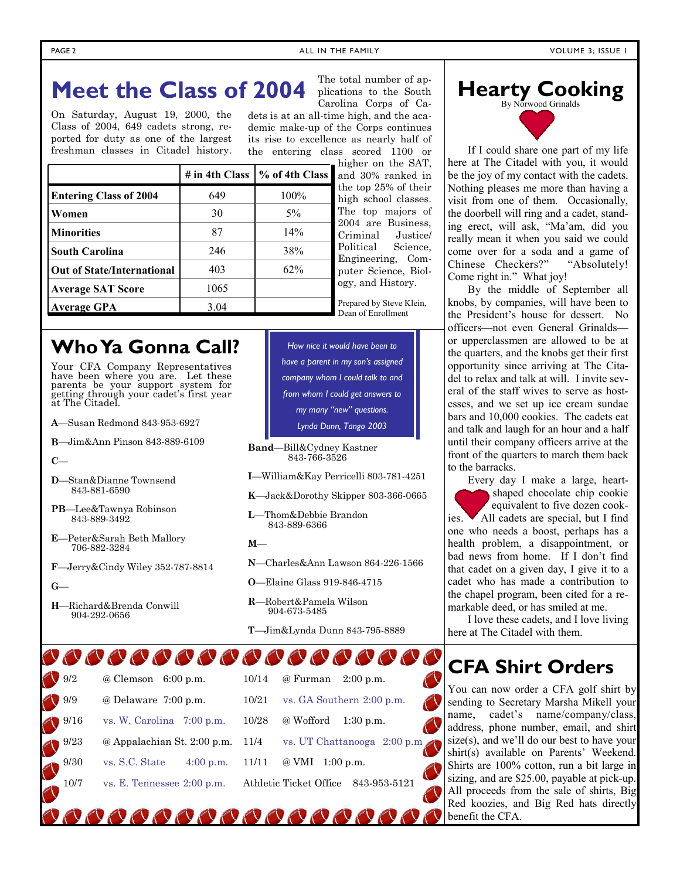# Meet the Class of 2004

On Saturday, August 19, 2000, the Class of 2004, 649 cadets strong, reported for duty as one of the largest freshman classes in Citadel history. The total number of applications to the South Carolina Corps of Cadets is at an all-time high, and the academic make-up of the Corps continues its rise to excellence as nearly half of the entering class scored 1100 or higher on the SAT, and 30% ranked in the top 25% of their high school classes. The top majors of 2004 are Business, Criminal Justice/ Political Science, Engineering, Computer Science, Biology, and History.

| | # in 4th Class | % of 4th Class |
|---|---|---|
| **Entering Class of 2004** | 649 | 100% |
| **Women** | 30 | 5% |
| **Minorities** | 87 | 14% |
| **South Carolina** | 246 | 38% |
| **Out of State/International** | 403 | 62% |
| **Average SAT Score** | 1065 | |
| **Average GPA** | 3.04 | |

Prepared by Steve Klein, Dean of Enrollment

# Who Ya Gonna Call?

Your CFA Company Representatives have been where you are. Let these parents be your support system for getting through your cadet's first year at The Citadel.

*How nice it would have been to have a parent in my son's assigned company whom I could talk to and from whom I could get answers to my many "new" questions.*

*Lynda Dunn, Tango 2003*

**A**—Susan Redmond 843-953-6927

**B**—Jim&Ann Pinson 843-889-6109

**C**—

**D**—Stan&Dianne Townsend 843-881-6590

**PB**—Lee&Tawnya Robinson 843-889-3492

**E**—Peter&Sarah Beth Mallory 706-882-3284

**F**—Jerry&Cindy Wiley 352-787-8814

**G**—

**H**—Richard&Brenda Conwill 904-292-0656

**Band**—Bill&Cydney Kastner 843-766-3526

**I**—William&Kay Perricelli 803-781-4251

**K**—Jack&Dorothy Skipper 803-366-0665

**L**—Thom&Debbie Brandon 843-889-6366

**M**—

**N**—Charles&Ann Lawson 864-226-1566

**O**—Elaine Glass 919-846-4715

**R**—Robert&Pamela Wilson 904-673-5485

**T**—Jim&Lynda Dunn 843-795-8889

| | | | |
|---|---|---|---|
| 9/2 | @ Clemson 6:00 p.m. | 10/14 | @ Furman 2:00 p.m. |
| 9/9 | @ Delaware 7:00 p.m. | 10/21 | vs. GA Southern 2:00 p.m. |
| 9/16 | vs. W. Carolina 7:00 p.m. | 10/28 | @ Wofford 1:30 p.m. |
| 9/23 | @ Appalachian St. 2:00 p.m. | 11/4 | vs. UT Chattanooga 2:00 p.m |
| 9/30 | vs. S.C. State 4:00 p.m. | 11/11 | @ VMI 1:00 p.m. |
| 10/7 | vs. E. Tennessee 2:00 p.m. | Athletic Ticket Office | 843-953-5121 |

# Hearty Cooking

By Norwood Grinalds

If I could share one part of my life here at The Citadel with you, it would be the joy of my contact with the cadets. Nothing pleases me more than having a visit from one of them. Occasionally, the doorbell will ring and a cadet, standing erect, will ask, "Ma'am, did you really mean it when you said we could come over for a soda and a game of Chinese Checkers?" "Absolutely! Come right in." What joy!

By the middle of September all knobs, by companies, will have been to the President's house for dessert. No officers—not even General Grinalds—or upperclassmen are allowed to be at the quarters, and the knobs get their first opportunity since arriving at The Citadel to relax and talk at will. I invite several of the staff wives to serve as hostesses, and we set up ice cream sundae bars and 10,000 cookies. The cadets eat and talk and laugh for an hour and a half until their company officers arrive at the front of the quarters to march them back to the barracks.

Every day I make a large, heart-shaped chocolate chip cookie equivalent to five dozen cookies. All cadets are special, but I find one who needs a boost, perhaps has a health problem, a disappointment, or bad news from home. If I don't find that cadet on a given day, I give it to a cadet who has made a contribution to the chapel program, been cited for a remarkable deed, or has smiled at me.

I love these cadets, and I love living here at The Citadel with them.

# CFA Shirt Orders

You can now order a CFA golf shirt by sending to Secretary Marsha Mikell your name, cadet's name/company/class, address, phone number, email, and shirt size(s), and we'll do our best to have your shirt(s) available on Parents' Weekend. Shirts are 100% cotton, run a bit large in sizing, and are $25.00, payable at pick-up. All proceeds from the sale of shirts, Big Red koozies, and Big Red hats directly benefit the CFA.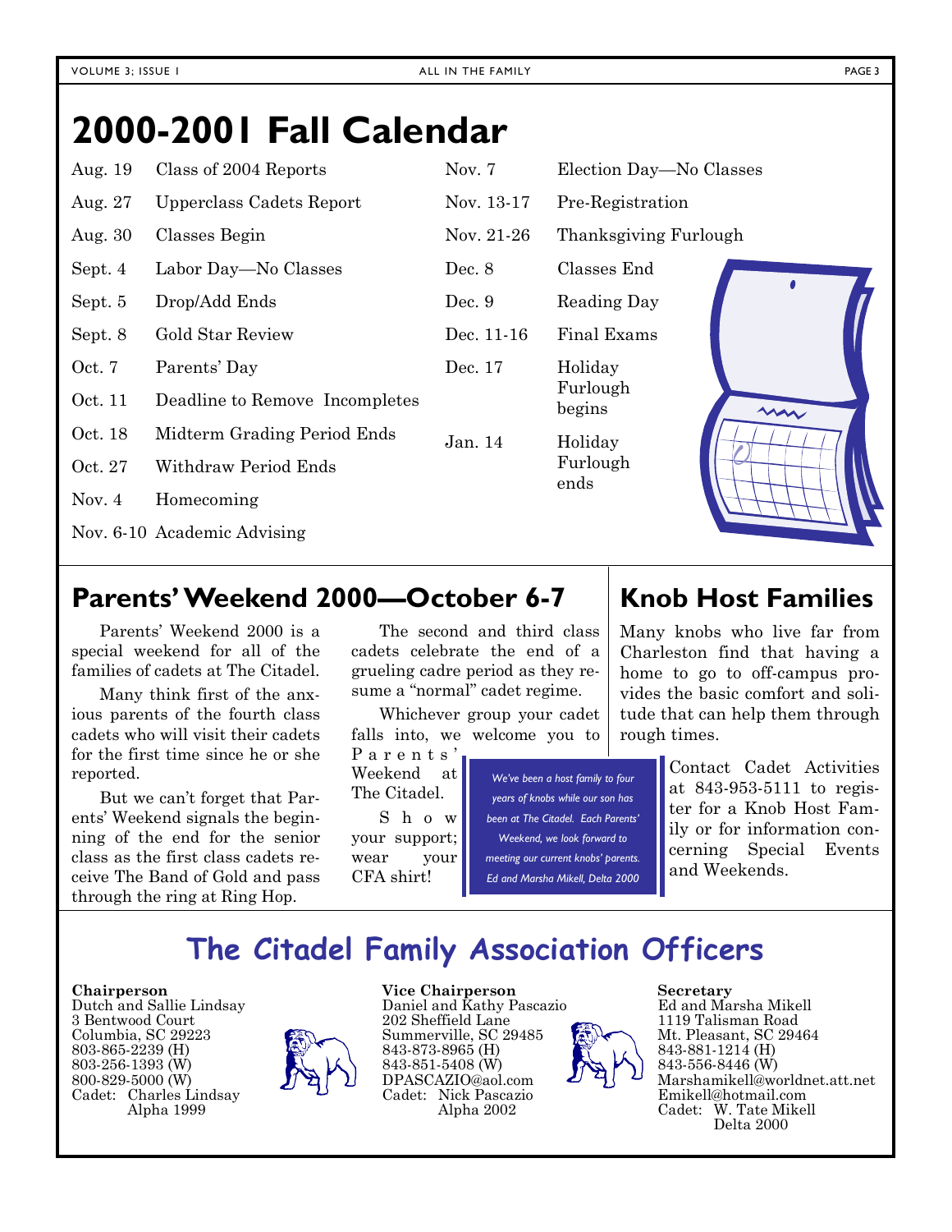# 2000-2001 Fall Calendar

| Date | Event |
|---|---|
| Aug. 19 | Class of 2004 Reports |
| Aug. 27 | Upperclass Cadets Report |
| Aug. 30 | Classes Begin |
| Sept. 4 | Labor Day—No Classes |
| Sept. 5 | Drop/Add Ends |
| Sept. 8 | Gold Star Review |
| Oct. 7 | Parents' Day |
| Oct. 11 | Deadline to Remove Incompletes |
| Oct. 18 | Midterm Grading Period Ends |
| Oct. 27 | Withdraw Period Ends |
| Nov. 4 | Homecoming |
| Nov. 6-10 | Academic Advising |
| Nov. 7 | Election Day—No Classes |
| Nov. 13-17 | Pre-Registration |
| Nov. 21-26 | Thanksgiving Furlough |
| Dec. 8 | Classes End |
| Dec. 9 | Reading Day |
| Dec. 11-16 | Final Exams |
| Dec. 17 | Holiday Furlough begins |
| Jan. 14 | Holiday Furlough ends |

## Parents' Weekend 2000—October 6-7

Parents' Weekend 2000 is a special weekend for all of the families of cadets at The Citadel.

Many think first of the anxious parents of the fourth class cadets who will visit their cadets for the first time since he or she reported.

But we can't forget that Parents' Weekend signals the beginning of the end for the senior class as the first class cadets receive The Band of Gold and pass through the ring at Ring Hop.

The second and third class cadets celebrate the end of a grueling cadre period as they resume a "normal" cadet regime.

Whichever group your cadet falls into, we welcome you to Parents' Weekend at The Citadel.

Show your support; wear your CFA shirt!

*We've been a host family to four years of knobs while our son has been at The Citadel. Each Parents' Weekend, we look forward to meeting our current knobs' parents. Ed and Marsha Mikell, Delta 2000*

## Knob Host Families

Many knobs who live far from Charleston find that having a home to go to off-campus provides the basic comfort and solitude that can help them through rough times.

Contact Cadet Activities at 843-953-5111 to register for a Knob Host Family or for information concerning Special Events and Weekends.

## The Citadel Family Association Officers

**Chairperson**
Dutch and Sallie Lindsay
3 Bentwood Court
Columbia, SC 29223
803-865-2239 (H)
803-256-1393 (W)
800-829-5000 (W)
Cadet: Charles Lindsay
Alpha 1999

**Vice Chairperson**
Daniel and Kathy Pascazio
202 Sheffield Lane
Summerville, SC 29485
843-873-8965 (H)
843-851-5408 (W)
DPASCAZIO@aol.com
Cadet: Nick Pascazio
Alpha 2002

**Secretary**
Ed and Marsha Mikell
1119 Talisman Road
Mt. Pleasant, SC 29464
843-881-1214 (H)
843-556-8446 (W)
Marshamikell@worldnet.att.net
Emikell@hotmail.com
Cadet: W. Tate Mikell
Delta 2000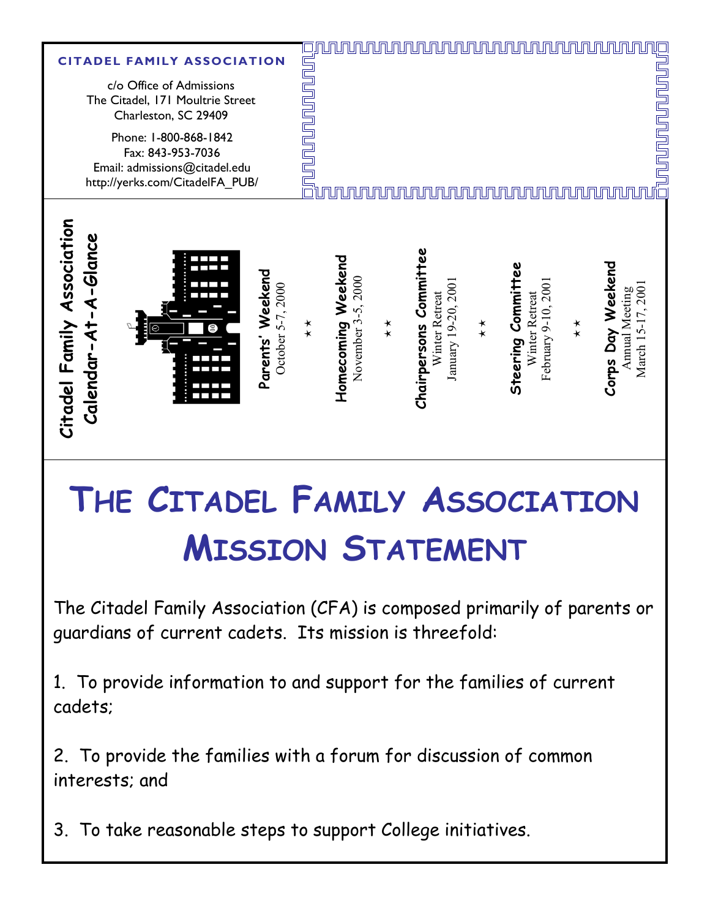**CITADEL FAMILY ASSOCIATION**

c/o Office of Admissions
The Citadel, 171 Moultrie Street
Charleston, SC 29409

Phone: 1-800-868-1842
Fax: 843-953-7036
Email: admissions@citadel.edu
http://yerks.com/CitadelFA_PUB/

**Citadel Family Association**
***Calendar-At-A-Glance***

**Parents' Weekend**
October 5-7, 2000

★★

**Homecoming Weekend**
November 3-5, 2000

★★

**Chairpersons Committee**
Winter Retreat
January 19-20, 2001

★★

**Steering Committee**
Winter Retreat
February 9-10, 2001

★★

**Corps Day Weekend**
Annual Meeting
March 15-17, 2001

# THE CITADEL FAMILY ASSOCIATION MISSION STATEMENT

The Citadel Family Association (CFA) is composed primarily of parents or guardians of current cadets. Its mission is threefold:

1. To provide information to and support for the families of current cadets;

2. To provide the families with a forum for discussion of common interests; and

3. To take reasonable steps to support College initiatives.